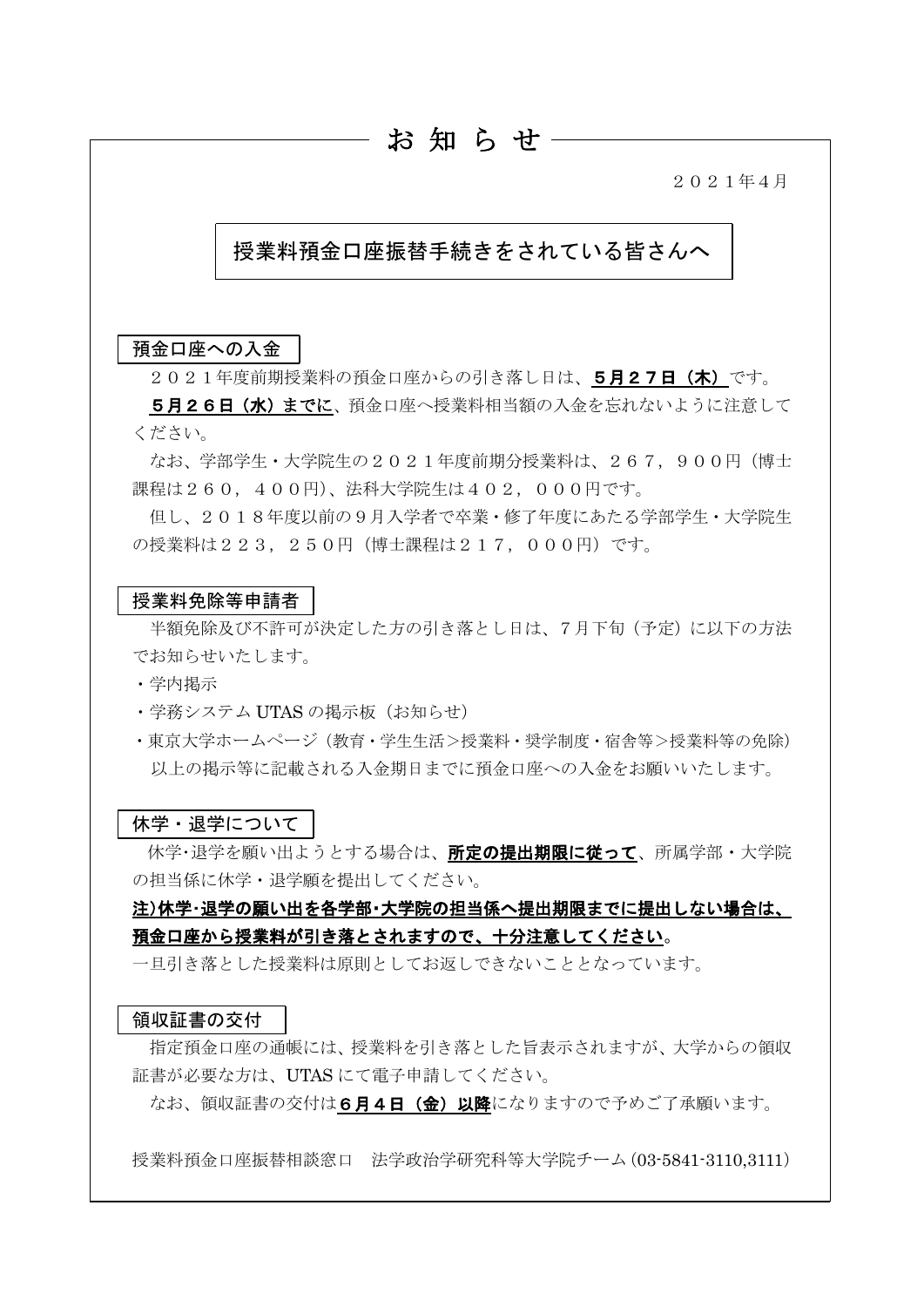# お 知 ら せ

２０２１年４月

## 授業料預金口座振替手続きをされている皆さんへ

### 預金口座への入金

２０２１年度前期授業料の預金口座からの引き落し日は、**５月２７日（木）** です。

**５月２６日（水）までに**、預金口座へ授業料相当額の入金を忘れないように注意してください。

なお、学部学生・大学院生の２０２１年度前期分授業料は、２６７，９００円（博士課程は２６０，４００円）、法科大学院生は４０２，０００円です。

但し、２０１８年度以前の９月入学者で卒業・修了年度にあたる学部学生・大学院生の授業料は２２３，２５０円（博士課程は２１７，０００円）です。

### 授業料免除等申請者

半額免除及び不許可が決定した方の引き落とし日は、７月下旬（予定）に以下の方法でお知らせいたします。

・学内掲示

・学務システム UTAS の掲示板（お知らせ）

・東京大学ホームページ（教育・学生生活＞授業料・奨学制度・宿舎等＞授業料等の免除）

以上の掲示等に記載される入金期日までに預金口座への入金をお願いいたします。

### 休学・退学について

休学･退学を願い出ようとする場合は、**所定の提出期限に従って**、所属学部・大学院の担当係に休学・退学願を提出してください。

**注)休学･退学の願い出を各学部･大学院の担当係へ提出期限までに提出しない場合は、預金口座から授業料が引き落とされますので、十分注意してください。**

一旦引き落とした授業料は原則としてお返しできないこととなっています。

### 領収証書の交付

指定預金口座の通帳には、授業料を引き落とした旨表示されますが、大学からの領収証書が必要な方は、UTAS にて電子申請してください。

なお、領収証書の交付は**６月４日（金）以降**になりますので予めご了承願います。

授業料預金口座振替相談窓口　法学政治学研究科等大学院チーム（03-5841-3110,3111）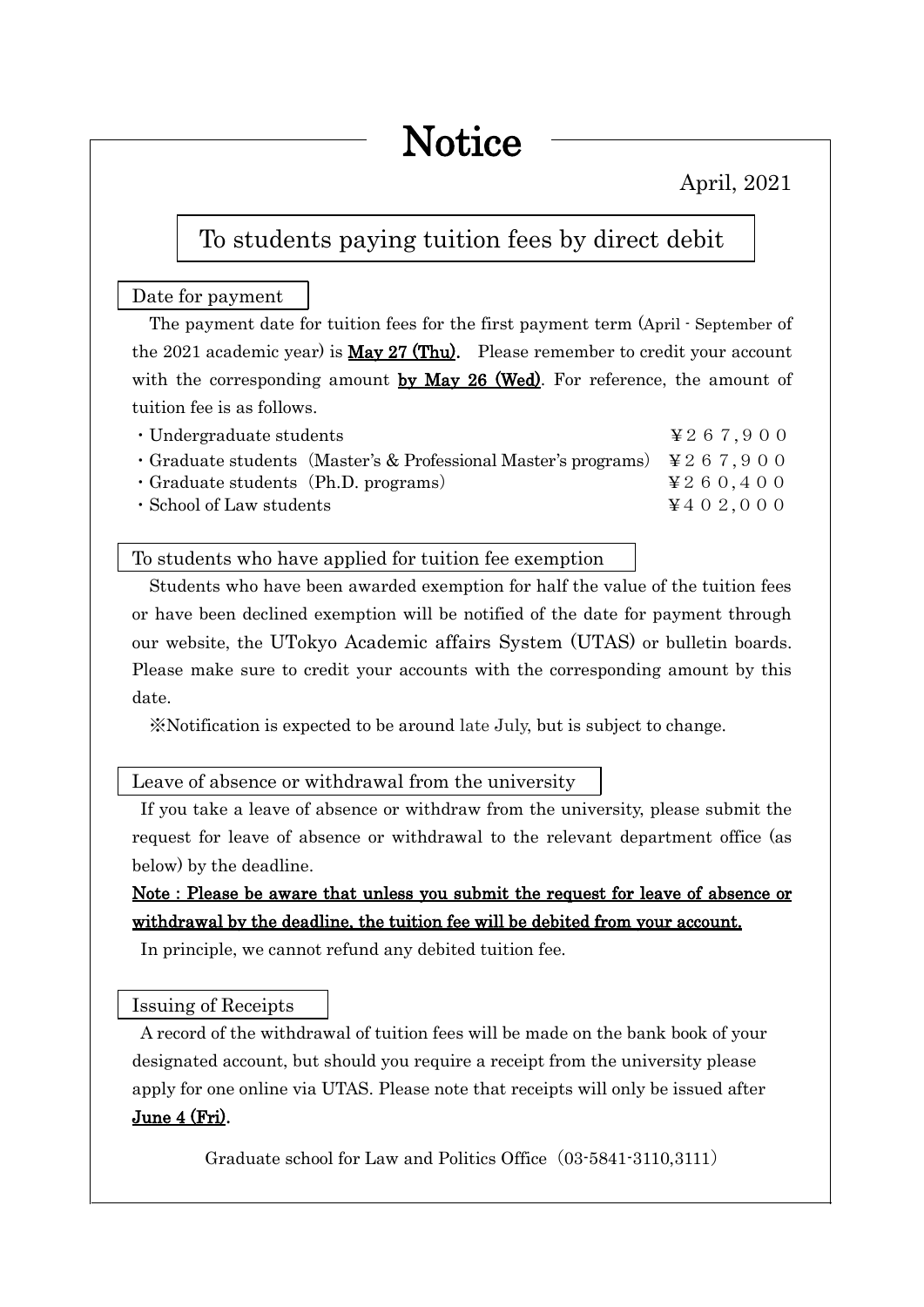# Notice

April, 2021

## To students paying tuition fees by direct debit

### Date for payment

The payment date for tuition fees for the first payment term (April - September of the 2021 academic year) is **May 27 (Thu)**. Please remember to credit your account with the corresponding amount **by May 26 (Wed)**. For reference, the amount of tuition fee is as follows.

| | |
|---|---|
| ・Undergraduate students | ￥２６７,９００ |
| ・Graduate students（Master's & Professional Master's programs） | ￥２６７,９００ |
| ・Graduate students（Ph.D. programs） | ￥２６０,４００ |
| ・School of Law students | ￥４０２,０００ |

### To students who have applied for tuition fee exemption

Students who have been awarded exemption for half the value of the tuition fees or have been declined exemption will be notified of the date for payment through our website, the UTokyo Academic affairs System (UTAS) or bulletin boards. Please make sure to credit your accounts with the corresponding amount by this date.

※Notification is expected to be around late July, but is subject to change.

### Leave of absence or withdrawal from the university

If you take a leave of absence or withdraw from the university, please submit the request for leave of absence or withdrawal to the relevant department office (as below) by the deadline.

**Note : Please be aware that unless you submit the request for leave of absence or withdrawal by the deadline, the tuition fee will be debited from your account.**

In principle, we cannot refund any debited tuition fee.

### Issuing of Receipts

A record of the withdrawal of tuition fees will be made on the bank book of your designated account, but should you require a receipt from the university please apply for one online via UTAS. Please note that receipts will only be issued after **June 4 (Fri)**.

Graduate school for Law and Politics Office（03-5841-3110,3111）